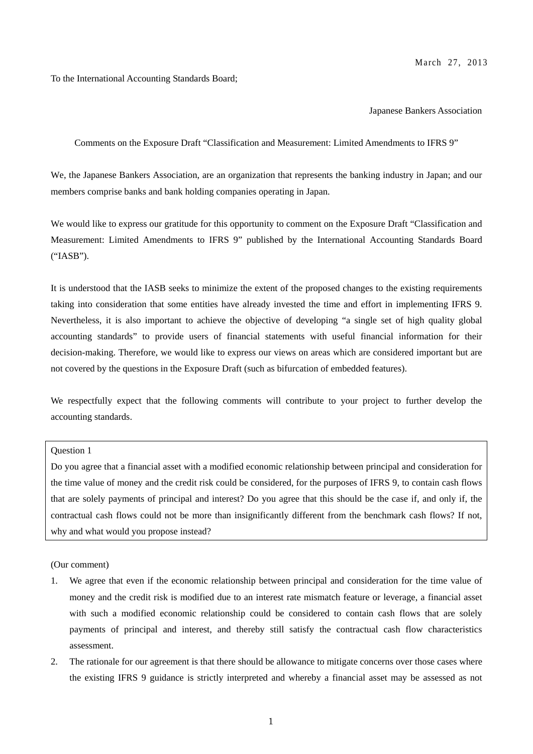March 27, 2013

To the International Accounting Standards Board;

Japanese Bankers Association

Comments on the Exposure Draft "Classification and Measurement: Limited Amendments to IFRS 9"

We, the Japanese Bankers Association, are an organization that represents the banking industry in Japan; and our members comprise banks and bank holding companies operating in Japan.

We would like to express our gratitude for this opportunity to comment on the Exposure Draft "Classification and Measurement: Limited Amendments to IFRS 9" published by the International Accounting Standards Board ("IASB").

It is understood that the IASB seeks to minimize the extent of the proposed changes to the existing requirements taking into consideration that some entities have already invested the time and effort in implementing IFRS 9. Nevertheless, it is also important to achieve the objective of developing "a single set of high quality global accounting standards" to provide users of financial statements with useful financial information for their decision-making. Therefore, we would like to express our views on areas which are considered important but are not covered by the questions in the Exposure Draft (such as bifurcation of embedded features).

We respectfully expect that the following comments will contribute to your project to further develop the accounting standards.

> Question 1
>
> Do you agree that a financial asset with a modified economic relationship between principal and consideration for the time value of money and the credit risk could be considered, for the purposes of IFRS 9, to contain cash flows that are solely payments of principal and interest? Do you agree that this should be the case if, and only if, the contractual cash flows could not be more than insignificantly different from the benchmark cash flows? If not, why and what would you propose instead?

(Our comment)

1. We agree that even if the economic relationship between principal and consideration for the time value of money and the credit risk is modified due to an interest rate mismatch feature or leverage, a financial asset with such a modified economic relationship could be considered to contain cash flows that are solely payments of principal and interest, and thereby still satisfy the contractual cash flow characteristics assessment.
2. The rationale for our agreement is that there should be allowance to mitigate concerns over those cases where the existing IFRS 9 guidance is strictly interpreted and whereby a financial asset may be assessed as not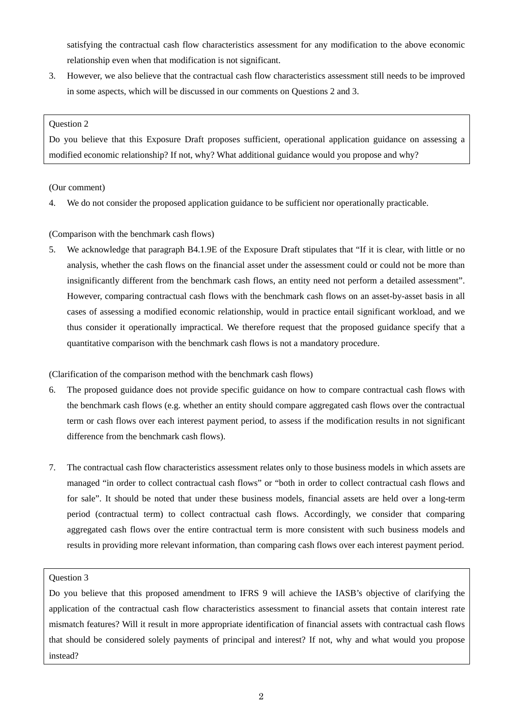satisfying the contractual cash flow characteristics assessment for any modification to the above economic relationship even when that modification is not significant.

3. However, we also believe that the contractual cash flow characteristics assessment still needs to be improved in some aspects, which will be discussed in our comments on Questions 2 and 3.

> Question 2
>
> Do you believe that this Exposure Draft proposes sufficient, operational application guidance on assessing a modified economic relationship? If not, why? What additional guidance would you propose and why?

(Our comment)

4. We do not consider the proposed application guidance to be sufficient nor operationally practicable.

(Comparison with the benchmark cash flows)

5. We acknowledge that paragraph B4.1.9E of the Exposure Draft stipulates that "If it is clear, with little or no analysis, whether the cash flows on the financial asset under the assessment could or could not be more than insignificantly different from the benchmark cash flows, an entity need not perform a detailed assessment". However, comparing contractual cash flows with the benchmark cash flows on an asset-by-asset basis in all cases of assessing a modified economic relationship, would in practice entail significant workload, and we thus consider it operationally impractical. We therefore request that the proposed guidance specify that a quantitative comparison with the benchmark cash flows is not a mandatory procedure.

(Clarification of the comparison method with the benchmark cash flows)

6. The proposed guidance does not provide specific guidance on how to compare contractual cash flows with the benchmark cash flows (e.g. whether an entity should compare aggregated cash flows over the contractual term or cash flows over each interest payment period, to assess if the modification results in not significant difference from the benchmark cash flows).

7. The contractual cash flow characteristics assessment relates only to those business models in which assets are managed "in order to collect contractual cash flows" or "both in order to collect contractual cash flows and for sale". It should be noted that under these business models, financial assets are held over a long-term period (contractual term) to collect contractual cash flows. Accordingly, we consider that comparing aggregated cash flows over the entire contractual term is more consistent with such business models and results in providing more relevant information, than comparing cash flows over each interest payment period.

> Question 3
>
> Do you believe that this proposed amendment to IFRS 9 will achieve the IASB's objective of clarifying the application of the contractual cash flow characteristics assessment to financial assets that contain interest rate mismatch features? Will it result in more appropriate identification of financial assets with contractual cash flows that should be considered solely payments of principal and interest? If not, why and what would you propose instead?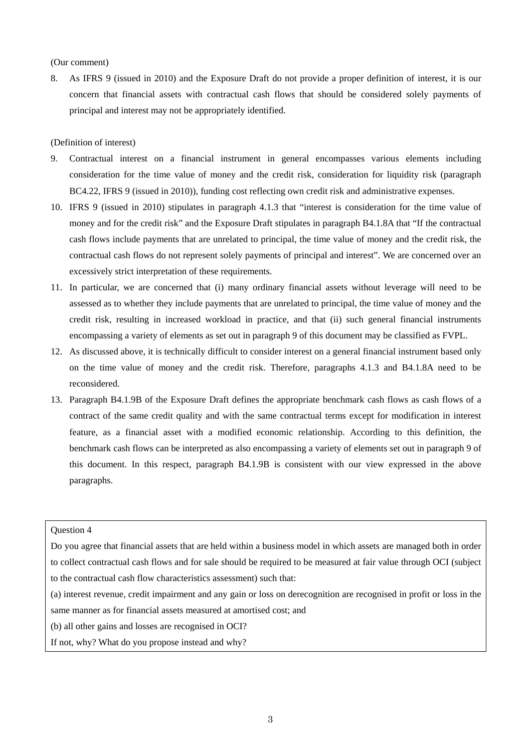(Our comment)

8. As IFRS 9 (issued in 2010) and the Exposure Draft do not provide a proper definition of interest, it is our concern that financial assets with contractual cash flows that should be considered solely payments of principal and interest may not be appropriately identified.

(Definition of interest)

9. Contractual interest on a financial instrument in general encompasses various elements including consideration for the time value of money and the credit risk, consideration for liquidity risk (paragraph BC4.22, IFRS 9 (issued in 2010)), funding cost reflecting own credit risk and administrative expenses.
10. IFRS 9 (issued in 2010) stipulates in paragraph 4.1.3 that "interest is consideration for the time value of money and for the credit risk" and the Exposure Draft stipulates in paragraph B4.1.8A that "If the contractual cash flows include payments that are unrelated to principal, the time value of money and the credit risk, the contractual cash flows do not represent solely payments of principal and interest". We are concerned over an excessively strict interpretation of these requirements.
11. In particular, we are concerned that (i) many ordinary financial assets without leverage will need to be assessed as to whether they include payments that are unrelated to principal, the time value of money and the credit risk, resulting in increased workload in practice, and that (ii) such general financial instruments encompassing a variety of elements as set out in paragraph 9 of this document may be classified as FVPL.
12. As discussed above, it is technically difficult to consider interest on a general financial instrument based only on the time value of money and the credit risk. Therefore, paragraphs 4.1.3 and B4.1.8A need to be reconsidered.
13. Paragraph B4.1.9B of the Exposure Draft defines the appropriate benchmark cash flows as cash flows of a contract of the same credit quality and with the same contractual terms except for modification in interest feature, as a financial asset with a modified economic relationship. According to this definition, the benchmark cash flows can be interpreted as also encompassing a variety of elements set out in paragraph 9 of this document. In this respect, paragraph B4.1.9B is consistent with our view expressed in the above paragraphs.

> Question 4
>
> Do you agree that financial assets that are held within a business model in which assets are managed both in order to collect contractual cash flows and for sale should be required to be measured at fair value through OCI (subject to the contractual cash flow characteristics assessment) such that:
>
> (a) interest revenue, credit impairment and any gain or loss on derecognition are recognised in profit or loss in the same manner as for financial assets measured at amortised cost; and
>
> (b) all other gains and losses are recognised in OCI?
>
> If not, why? What do you propose instead and why?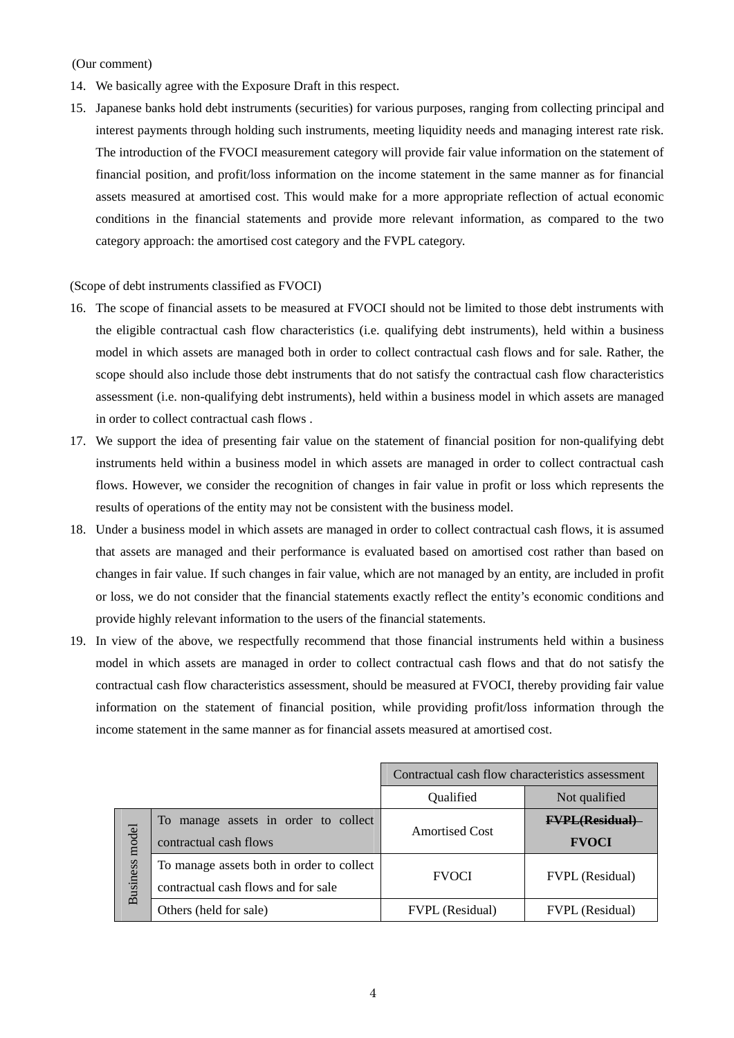(Our comment)

14. We basically agree with the Exposure Draft in this respect.
15. Japanese banks hold debt instruments (securities) for various purposes, ranging from collecting principal and interest payments through holding such instruments, meeting liquidity needs and managing interest rate risk. The introduction of the FVOCI measurement category will provide fair value information on the statement of financial position, and profit/loss information on the income statement in the same manner as for financial assets measured at amortised cost. This would make for a more appropriate reflection of actual economic conditions in the financial statements and provide more relevant information, as compared to the two category approach: the amortised cost category and the FVPL category.

(Scope of debt instruments classified as FVOCI)

16. The scope of financial assets to be measured at FVOCI should not be limited to those debt instruments with the eligible contractual cash flow characteristics (i.e. qualifying debt instruments), held within a business model in which assets are managed both in order to collect contractual cash flows and for sale. Rather, the scope should also include those debt instruments that do not satisfy the contractual cash flow characteristics assessment (i.e. non-qualifying debt instruments), held within a business model in which assets are managed in order to collect contractual cash flows .
17. We support the idea of presenting fair value on the statement of financial position for non-qualifying debt instruments held within a business model in which assets are managed in order to collect contractual cash flows. However, we consider the recognition of changes in fair value in profit or loss which represents the results of operations of the entity may not be consistent with the business model.
18. Under a business model in which assets are managed in order to collect contractual cash flows, it is assumed that assets are managed and their performance is evaluated based on amortised cost rather than based on changes in fair value. If such changes in fair value, which are not managed by an entity, are included in profit or loss, we do not consider that the financial statements exactly reflect the entity's economic conditions and provide highly relevant information to the users of the financial statements.
19. In view of the above, we respectfully recommend that those financial instruments held within a business model in which assets are managed in order to collect contractual cash flows and that do not satisfy the contractual cash flow characteristics assessment, should be measured at FVOCI, thereby providing fair value information on the statement of financial position, while providing profit/loss information through the income statement in the same manner as for financial assets measured at amortised cost.

| | | Contractual cash flow characteristics assessment | |
|---|---|---|---|
| | | Qualified | Not qualified |
| Business model | To manage assets in order to collect contractual cash flows | Amortised Cost | ~~FVPL(Residual)~~ **FVOCI** |
| | To manage assets both in order to collect contractual cash flows and for sale | FVOCI | FVPL (Residual) |
| | Others (held for sale) | FVPL (Residual) | FVPL (Residual) |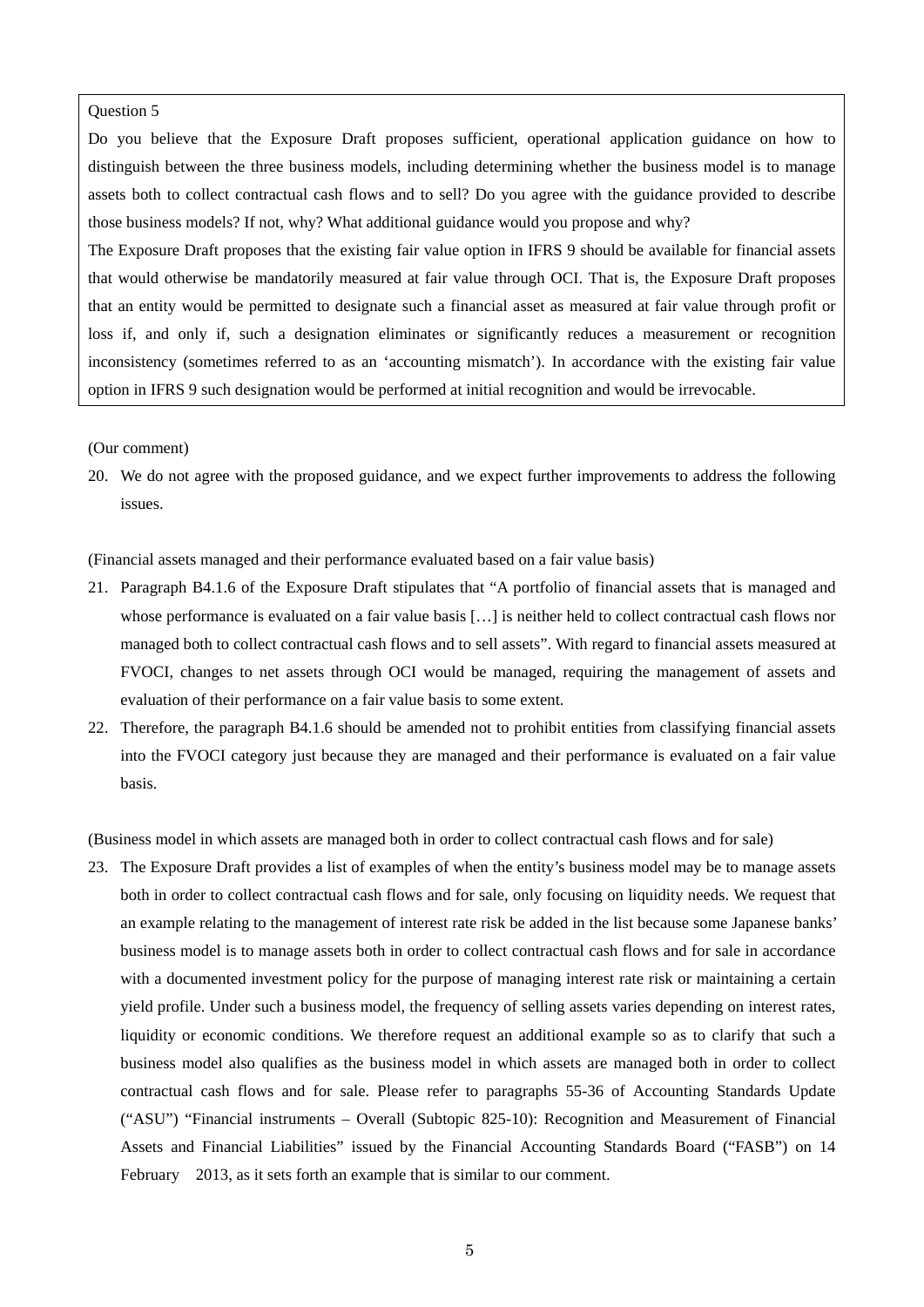> Question 5
>
> Do you believe that the Exposure Draft proposes sufficient, operational application guidance on how to distinguish between the three business models, including determining whether the business model is to manage assets both to collect contractual cash flows and to sell? Do you agree with the guidance provided to describe those business models? If not, why? What additional guidance would you propose and why?
>
> The Exposure Draft proposes that the existing fair value option in IFRS 9 should be available for financial assets that would otherwise be mandatorily measured at fair value through OCI. That is, the Exposure Draft proposes that an entity would be permitted to designate such a financial asset as measured at fair value through profit or loss if, and only if, such a designation eliminates or significantly reduces a measurement or recognition inconsistency (sometimes referred to as an 'accounting mismatch'). In accordance with the existing fair value option in IFRS 9 such designation would be performed at initial recognition and would be irrevocable.

(Our comment)

20. We do not agree with the proposed guidance, and we expect further improvements to address the following issues.

(Financial assets managed and their performance evaluated based on a fair value basis)

21. Paragraph B4.1.6 of the Exposure Draft stipulates that "A portfolio of financial assets that is managed and whose performance is evaluated on a fair value basis […] is neither held to collect contractual cash flows nor managed both to collect contractual cash flows and to sell assets". With regard to financial assets measured at FVOCI, changes to net assets through OCI would be managed, requiring the management of assets and evaluation of their performance on a fair value basis to some extent.
22. Therefore, the paragraph B4.1.6 should be amended not to prohibit entities from classifying financial assets into the FVOCI category just because they are managed and their performance is evaluated on a fair value basis.

(Business model in which assets are managed both in order to collect contractual cash flows and for sale)

23. The Exposure Draft provides a list of examples of when the entity's business model may be to manage assets both in order to collect contractual cash flows and for sale, only focusing on liquidity needs. We request that an example relating to the management of interest rate risk be added in the list because some Japanese banks' business model is to manage assets both in order to collect contractual cash flows and for sale in accordance with a documented investment policy for the purpose of managing interest rate risk or maintaining a certain yield profile. Under such a business model, the frequency of selling assets varies depending on interest rates, liquidity or economic conditions. We therefore request an additional example so as to clarify that such a business model also qualifies as the business model in which assets are managed both in order to collect contractual cash flows and for sale. Please refer to paragraphs 55-36 of Accounting Standards Update ("ASU") "Financial instruments – Overall (Subtopic 825-10): Recognition and Measurement of Financial Assets and Financial Liabilities" issued by the Financial Accounting Standards Board ("FASB") on 14 February 2013, as it sets forth an example that is similar to our comment.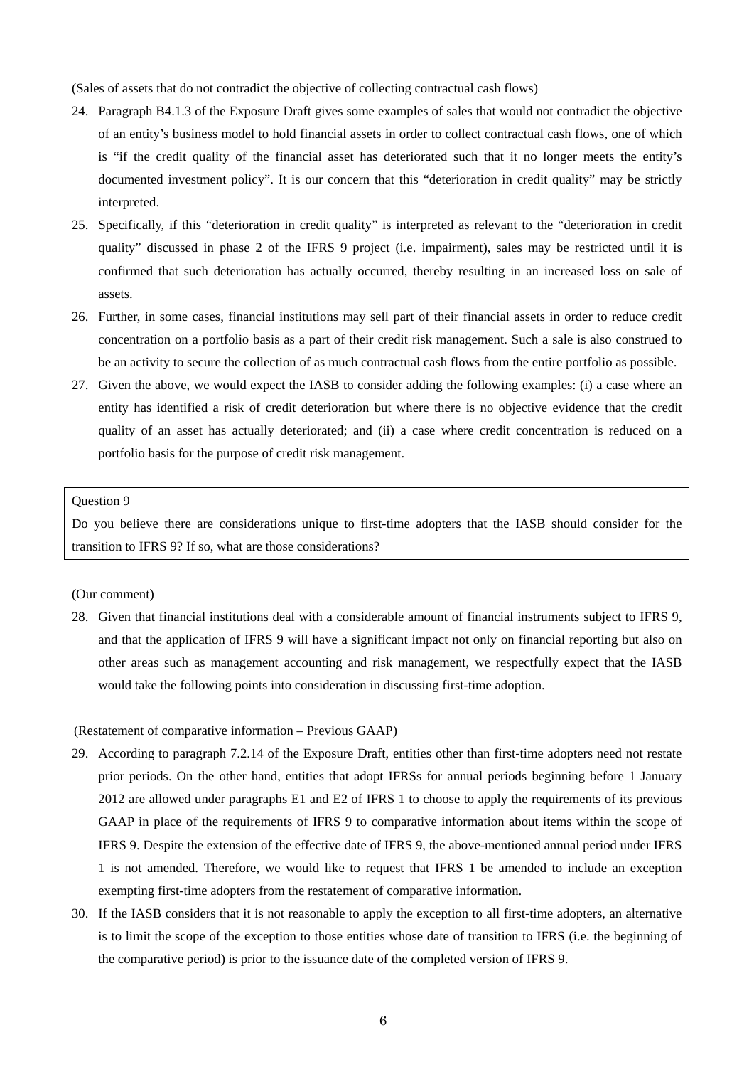(Sales of assets that do not contradict the objective of collecting contractual cash flows)

24. Paragraph B4.1.3 of the Exposure Draft gives some examples of sales that would not contradict the objective of an entity's business model to hold financial assets in order to collect contractual cash flows, one of which is "if the credit quality of the financial asset has deteriorated such that it no longer meets the entity's documented investment policy". It is our concern that this "deterioration in credit quality" may be strictly interpreted.

25. Specifically, if this "deterioration in credit quality" is interpreted as relevant to the "deterioration in credit quality" discussed in phase 2 of the IFRS 9 project (i.e. impairment), sales may be restricted until it is confirmed that such deterioration has actually occurred, thereby resulting in an increased loss on sale of assets.

26. Further, in some cases, financial institutions may sell part of their financial assets in order to reduce credit concentration on a portfolio basis as a part of their credit risk management. Such a sale is also construed to be an activity to secure the collection of as much contractual cash flows from the entire portfolio as possible.

27. Given the above, we would expect the IASB to consider adding the following examples: (i) a case where an entity has identified a risk of credit deterioration but where there is no objective evidence that the credit quality of an asset has actually deteriorated; and (ii) a case where credit concentration is reduced on a portfolio basis for the purpose of credit risk management.

| Question 9 |
| --- |
| Do you believe there are considerations unique to first-time adopters that the IASB should consider for the transition to IFRS 9? If so, what are those considerations? |

(Our comment)

28. Given that financial institutions deal with a considerable amount of financial instruments subject to IFRS 9, and that the application of IFRS 9 will have a significant impact not only on financial reporting but also on other areas such as management accounting and risk management, we respectfully expect that the IASB would take the following points into consideration in discussing first-time adoption.

(Restatement of comparative information – Previous GAAP)

29. According to paragraph 7.2.14 of the Exposure Draft, entities other than first-time adopters need not restate prior periods. On the other hand, entities that adopt IFRSs for annual periods beginning before 1 January 2012 are allowed under paragraphs E1 and E2 of IFRS 1 to choose to apply the requirements of its previous GAAP in place of the requirements of IFRS 9 to comparative information about items within the scope of IFRS 9. Despite the extension of the effective date of IFRS 9, the above-mentioned annual period under IFRS 1 is not amended. Therefore, we would like to request that IFRS 1 be amended to include an exception exempting first-time adopters from the restatement of comparative information.

30. If the IASB considers that it is not reasonable to apply the exception to all first-time adopters, an alternative is to limit the scope of the exception to those entities whose date of transition to IFRS (i.e. the beginning of the comparative period) is prior to the issuance date of the completed version of IFRS 9.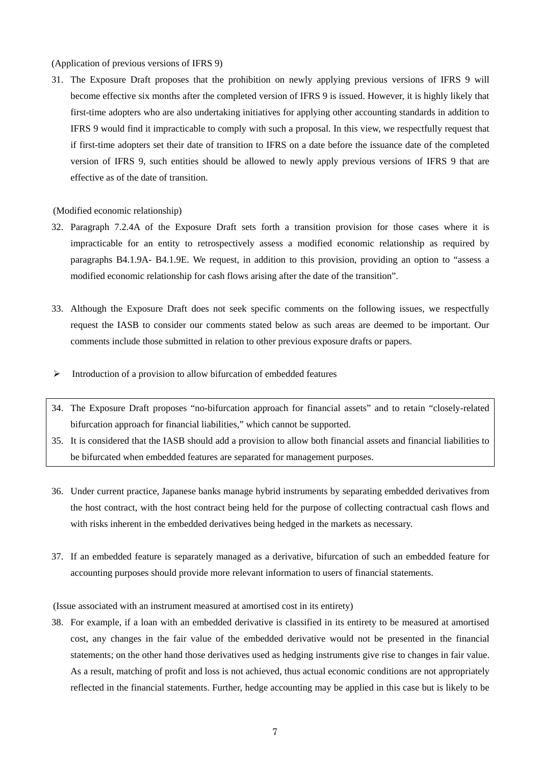(Application of previous versions of IFRS 9)

31. The Exposure Draft proposes that the prohibition on newly applying previous versions of IFRS 9 will become effective six months after the completed version of IFRS 9 is issued. However, it is highly likely that first-time adopters who are also undertaking initiatives for applying other accounting standards in addition to IFRS 9 would find it impracticable to comply with such a proposal. In this view, we respectfully request that if first-time adopters set their date of transition to IFRS on a date before the issuance date of the completed version of IFRS 9, such entities should be allowed to newly apply previous versions of IFRS 9 that are effective as of the date of transition.

(Modified economic relationship)

32. Paragraph 7.2.4A of the Exposure Draft sets forth a transition provision for those cases where it is impracticable for an entity to retrospectively assess a modified economic relationship as required by paragraphs B4.1.9A- B4.1.9E. We request, in addition to this provision, providing an option to "assess a modified economic relationship for cash flows arising after the date of the transition".

33. Although the Exposure Draft does not seek specific comments on the following issues, we respectfully request the IASB to consider our comments stated below as such areas are deemed to be important. Our comments include those submitted in relation to other previous exposure drafts or papers.

- Introduction of a provision to allow bifurcation of embedded features

34. The Exposure Draft proposes "no-bifurcation approach for financial assets" and to retain "closely-related bifurcation approach for financial liabilities," which cannot be supported.
35. It is considered that the IASB should add a provision to allow both financial assets and financial liabilities to be bifurcated when embedded features are separated for management purposes.

36. Under current practice, Japanese banks manage hybrid instruments by separating embedded derivatives from the host contract, with the host contract being held for the purpose of collecting contractual cash flows and with risks inherent in the embedded derivatives being hedged in the markets as necessary.

37. If an embedded feature is separately managed as a derivative, bifurcation of such an embedded feature for accounting purposes should provide more relevant information to users of financial statements.

(Issue associated with an instrument measured at amortised cost in its entirety)

38. For example, if a loan with an embedded derivative is classified in its entirety to be measured at amortised cost, any changes in the fair value of the embedded derivative would not be presented in the financial statements; on the other hand those derivatives used as hedging instruments give rise to changes in fair value. As a result, matching of profit and loss is not achieved, thus actual economic conditions are not appropriately reflected in the financial statements. Further, hedge accounting may be applied in this case but is likely to be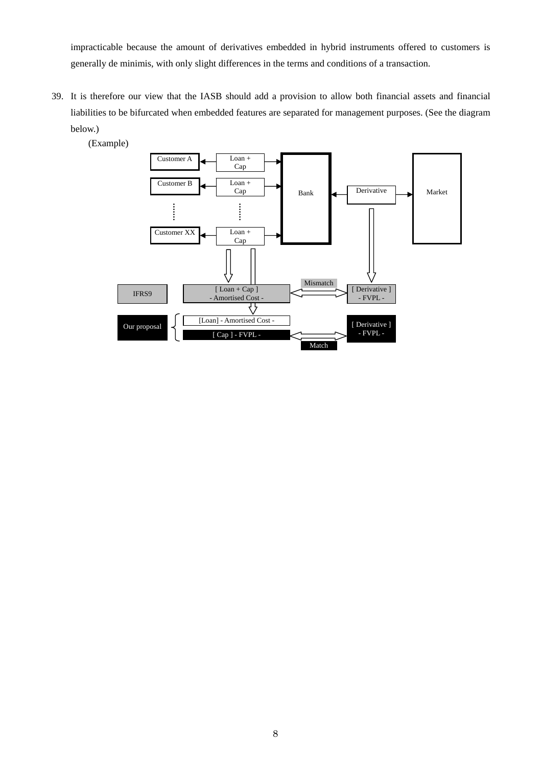impracticable because the amount of derivatives embedded in hybrid instruments offered to customers is generally de minimis, with only slight differences in the terms and conditions of a transaction.

39. It is therefore our view that the IASB should add a provision to allow both financial assets and financial liabilities to be bifurcated when embedded features are separated for management purposes. (See the diagram below.)

(Example)

Customer A ← Loan + Cap → Bank

Customer B ← Loan + Cap → Bank

⋮

Customer XX ← Loan + Cap → Bank

Bank ← Derivative → Market

IFRS9: [ Loan + Cap ] - Amortised Cost - ⟷ Mismatch ⟷ [ Derivative ] - FVPL -

Our proposal: [Loan] - Amortised Cost - ; [ Cap ] - FVPL - ⟷ Match ⟷ [ Derivative ] - FVPL -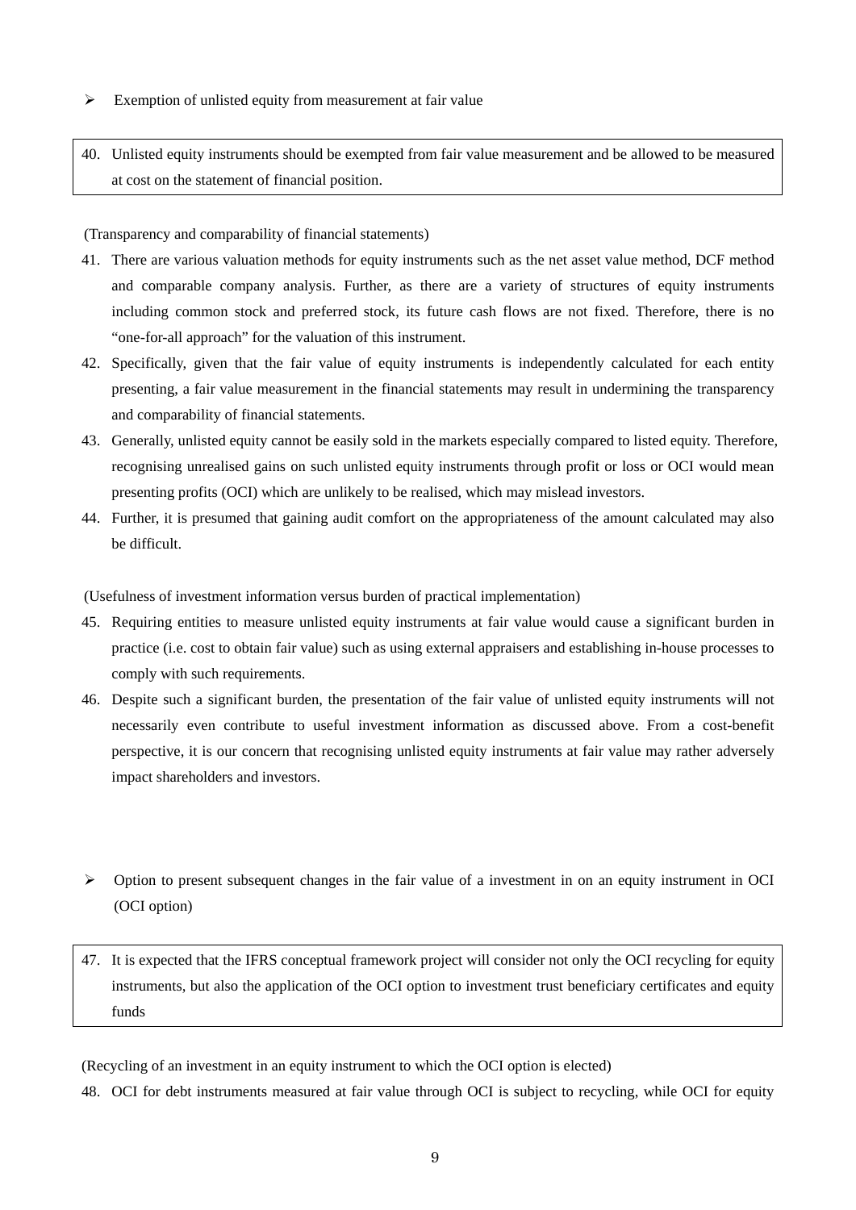- Exemption of unlisted equity from measurement at fair value

> 40. Unlisted equity instruments should be exempted from fair value measurement and be allowed to be measured at cost on the statement of financial position.

(Transparency and comparability of financial statements)

41. There are various valuation methods for equity instruments such as the net asset value method, DCF method and comparable company analysis. Further, as there are a variety of structures of equity instruments including common stock and preferred stock, its future cash flows are not fixed. Therefore, there is no "one-for-all approach" for the valuation of this instrument.
42. Specifically, given that the fair value of equity instruments is independently calculated for each entity presenting, a fair value measurement in the financial statements may result in undermining the transparency and comparability of financial statements.
43. Generally, unlisted equity cannot be easily sold in the markets especially compared to listed equity. Therefore, recognising unrealised gains on such unlisted equity instruments through profit or loss or OCI would mean presenting profits (OCI) which are unlikely to be realised, which may mislead investors.
44. Further, it is presumed that gaining audit comfort on the appropriateness of the amount calculated may also be difficult.

(Usefulness of investment information versus burden of practical implementation)

45. Requiring entities to measure unlisted equity instruments at fair value would cause a significant burden in practice (i.e. cost to obtain fair value) such as using external appraisers and establishing in-house processes to comply with such requirements.
46. Despite such a significant burden, the presentation of the fair value of unlisted equity instruments will not necessarily even contribute to useful investment information as discussed above. From a cost-benefit perspective, it is our concern that recognising unlisted equity instruments at fair value may rather adversely impact shareholders and investors.

- Option to present subsequent changes in the fair value of a investment in on an equity instrument in OCI (OCI option)

> 47. It is expected that the IFRS conceptual framework project will consider not only the OCI recycling for equity instruments, but also the application of the OCI option to investment trust beneficiary certificates and equity funds

(Recycling of an investment in an equity instrument to which the OCI option is elected)

48. OCI for debt instruments measured at fair value through OCI is subject to recycling, while OCI for equity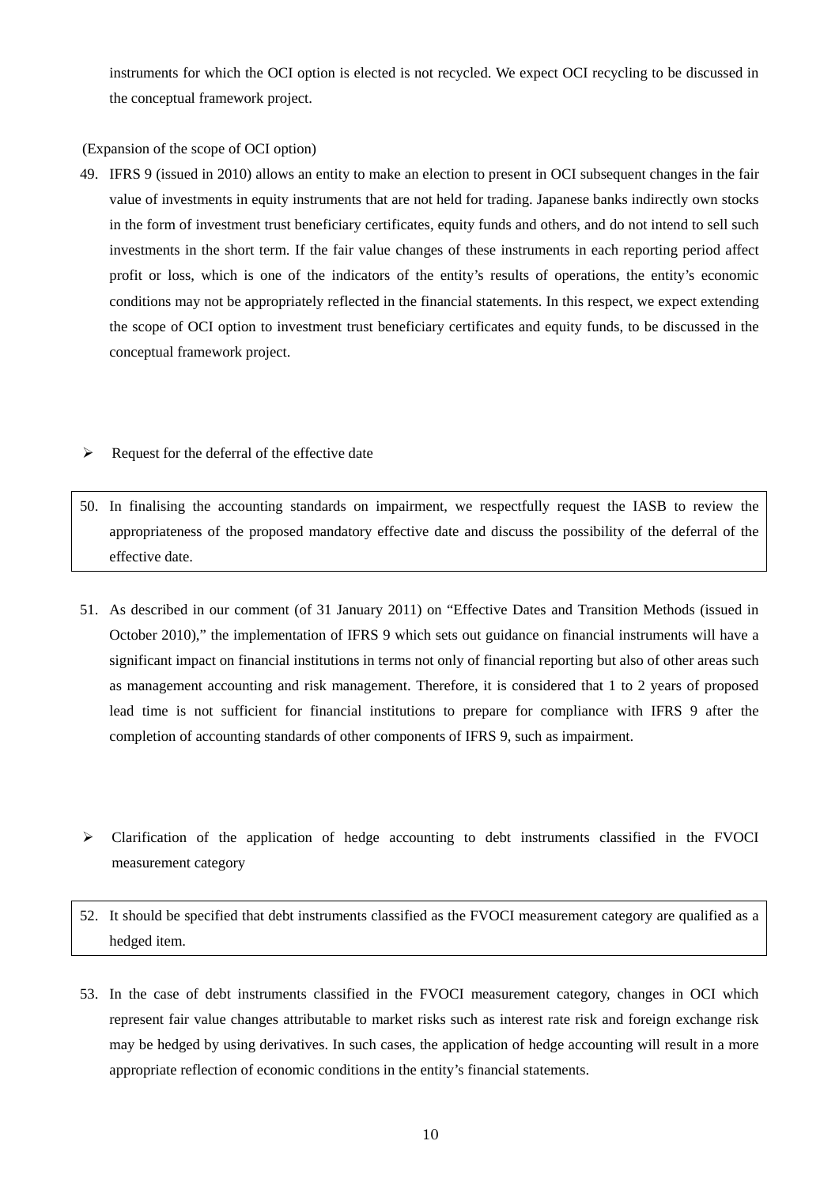instruments for which the OCI option is elected is not recycled. We expect OCI recycling to be discussed in the conceptual framework project.

(Expansion of the scope of OCI option)

49. IFRS 9 (issued in 2010) allows an entity to make an election to present in OCI subsequent changes in the fair value of investments in equity instruments that are not held for trading. Japanese banks indirectly own stocks in the form of investment trust beneficiary certificates, equity funds and others, and do not intend to sell such investments in the short term. If the fair value changes of these instruments in each reporting period affect profit or loss, which is one of the indicators of the entity's results of operations, the entity's economic conditions may not be appropriately reflected in the financial statements. In this respect, we expect extending the scope of OCI option to investment trust beneficiary certificates and equity funds, to be discussed in the conceptual framework project.

- Request for the deferral of the effective date

50. In finalising the accounting standards on impairment, we respectfully request the IASB to review the appropriateness of the proposed mandatory effective date and discuss the possibility of the deferral of the effective date.

51. As described in our comment (of 31 January 2011) on "Effective Dates and Transition Methods (issued in October 2010)," the implementation of IFRS 9 which sets out guidance on financial instruments will have a significant impact on financial institutions in terms not only of financial reporting but also of other areas such as management accounting and risk management. Therefore, it is considered that 1 to 2 years of proposed lead time is not sufficient for financial institutions to prepare for compliance with IFRS 9 after the completion of accounting standards of other components of IFRS 9, such as impairment.

- Clarification of the application of hedge accounting to debt instruments classified in the FVOCI measurement category

52. It should be specified that debt instruments classified as the FVOCI measurement category are qualified as a hedged item.

53. In the case of debt instruments classified in the FVOCI measurement category, changes in OCI which represent fair value changes attributable to market risks such as interest rate risk and foreign exchange risk may be hedged by using derivatives. In such cases, the application of hedge accounting will result in a more appropriate reflection of economic conditions in the entity's financial statements.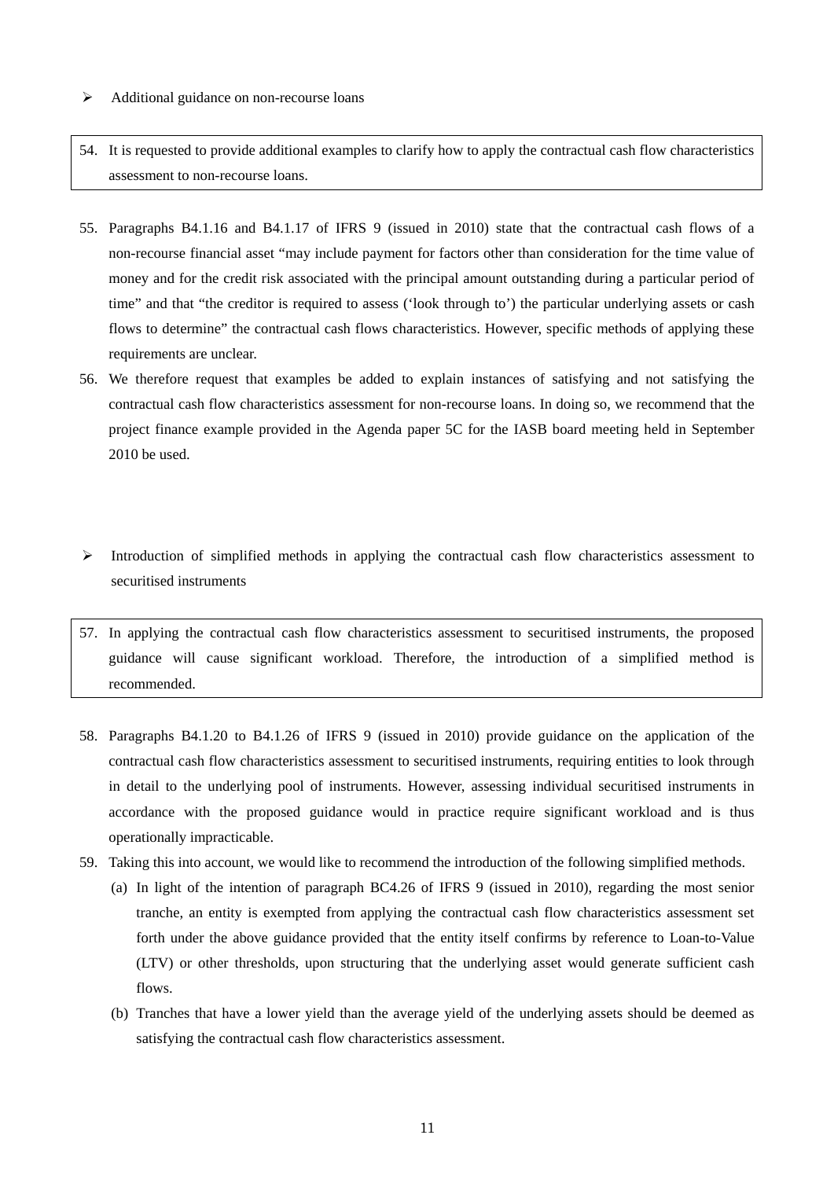- Additional guidance on non-recourse loans

> 54. It is requested to provide additional examples to clarify how to apply the contractual cash flow characteristics assessment to non-recourse loans.

55. Paragraphs B4.1.16 and B4.1.17 of IFRS 9 (issued in 2010) state that the contractual cash flows of a non-recourse financial asset "may include payment for factors other than consideration for the time value of money and for the credit risk associated with the principal amount outstanding during a particular period of time" and that "the creditor is required to assess ('look through to') the particular underlying assets or cash flows to determine" the contractual cash flows characteristics. However, specific methods of applying these requirements are unclear.
56. We therefore request that examples be added to explain instances of satisfying and not satisfying the contractual cash flow characteristics assessment for non-recourse loans. In doing so, we recommend that the project finance example provided in the Agenda paper 5C for the IASB board meeting held in September 2010 be used.

- Introduction of simplified methods in applying the contractual cash flow characteristics assessment to securitised instruments

> 57. In applying the contractual cash flow characteristics assessment to securitised instruments, the proposed guidance will cause significant workload. Therefore, the introduction of a simplified method is recommended.

58. Paragraphs B4.1.20 to B4.1.26 of IFRS 9 (issued in 2010) provide guidance on the application of the contractual cash flow characteristics assessment to securitised instruments, requiring entities to look through in detail to the underlying pool of instruments. However, assessing individual securitised instruments in accordance with the proposed guidance would in practice require significant workload and is thus operationally impracticable.
59. Taking this into account, we would like to recommend the introduction of the following simplified methods.
    - (a) In light of the intention of paragraph BC4.26 of IFRS 9 (issued in 2010), regarding the most senior tranche, an entity is exempted from applying the contractual cash flow characteristics assessment set forth under the above guidance provided that the entity itself confirms by reference to Loan-to-Value (LTV) or other thresholds, upon structuring that the underlying asset would generate sufficient cash flows.
    - (b) Tranches that have a lower yield than the average yield of the underlying assets should be deemed as satisfying the contractual cash flow characteristics assessment.